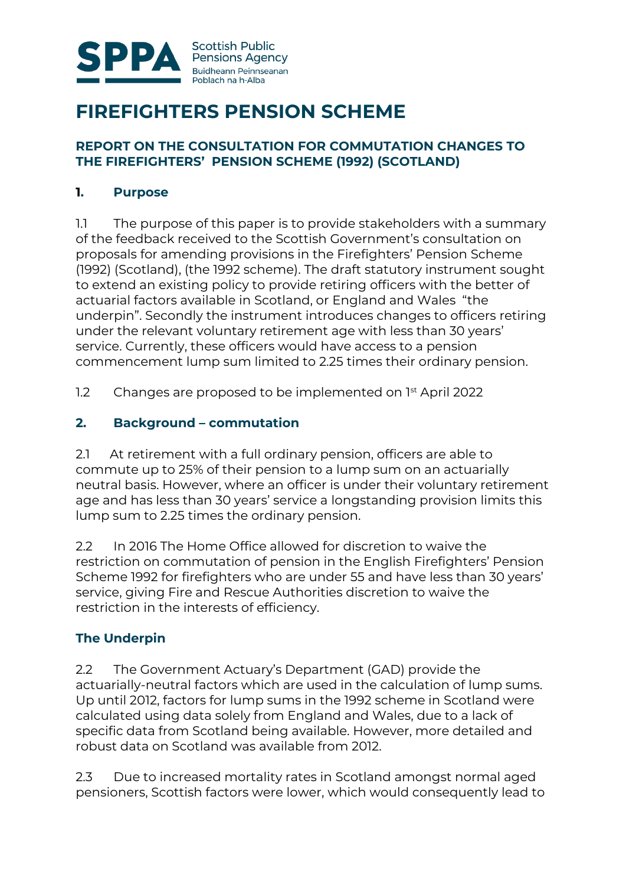SPPA Scottish Public Pensions Agency
Buidheann Peinnseanan Poblach na h-Alba

# FIREFIGHTERS PENSION SCHEME

### REPORT ON THE CONSULTATION FOR COMMUTATION CHANGES TO THE FIREFIGHTERS' PENSION SCHEME (1992) (SCOTLAND)

## 1. Purpose

1.1 The purpose of this paper is to provide stakeholders with a summary of the feedback received to the Scottish Government's consultation on proposals for amending provisions in the Firefighters' Pension Scheme (1992) (Scotland), (the 1992 scheme). The draft statutory instrument sought to extend an existing policy to provide retiring officers with the better of actuarial factors available in Scotland, or England and Wales "the underpin". Secondly the instrument introduces changes to officers retiring under the relevant voluntary retirement age with less than 30 years' service. Currently, these officers would have access to a pension commencement lump sum limited to 2.25 times their ordinary pension.

1.2 Changes are proposed to be implemented on 1st April 2022

## 2. Background – commutation

2.1 At retirement with a full ordinary pension, officers are able to commute up to 25% of their pension to a lump sum on an actuarially neutral basis. However, where an officer is under their voluntary retirement age and has less than 30 years' service a longstanding provision limits this lump sum to 2.25 times the ordinary pension.

2.2 In 2016 The Home Office allowed for discretion to waive the restriction on commutation of pension in the English Firefighters' Pension Scheme 1992 for firefighters who are under 55 and have less than 30 years' service, giving Fire and Rescue Authorities discretion to waive the restriction in the interests of efficiency.

### The Underpin

2.2 The Government Actuary's Department (GAD) provide the actuarially-neutral factors which are used in the calculation of lump sums. Up until 2012, factors for lump sums in the 1992 scheme in Scotland were calculated using data solely from England and Wales, due to a lack of specific data from Scotland being available. However, more detailed and robust data on Scotland was available from 2012.

2.3 Due to increased mortality rates in Scotland amongst normal aged pensioners, Scottish factors were lower, which would consequently lead to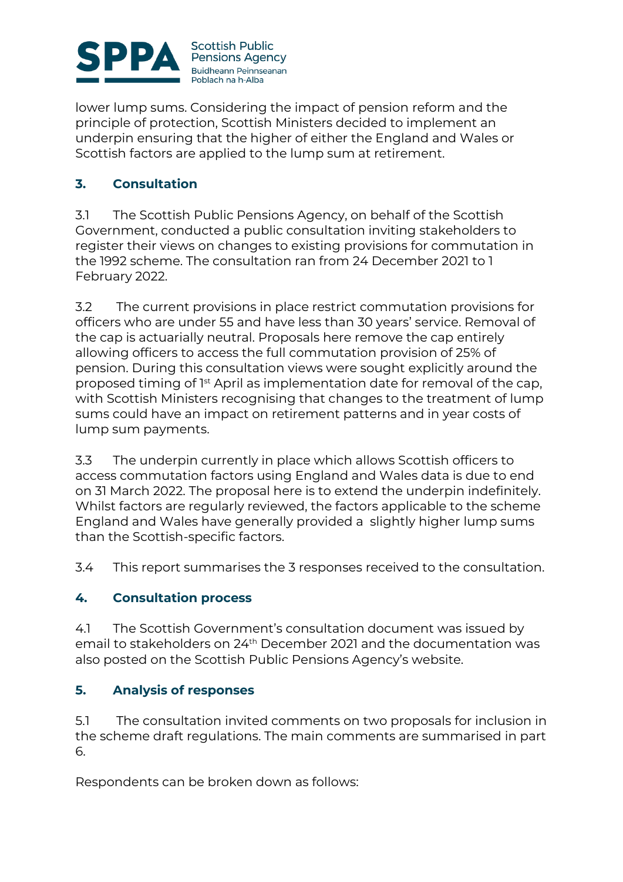lower lump sums. Considering the impact of pension reform and the principle of protection, Scottish Ministers decided to implement an underpin ensuring that the higher of either the England and Wales or Scottish factors are applied to the lump sum at retirement.

## 3. Consultation

3.1 The Scottish Public Pensions Agency, on behalf of the Scottish Government, conducted a public consultation inviting stakeholders to register their views on changes to existing provisions for commutation in the 1992 scheme. The consultation ran from 24 December 2021 to 1 February 2022.

3.2 The current provisions in place restrict commutation provisions for officers who are under 55 and have less than 30 years' service. Removal of the cap is actuarially neutral. Proposals here remove the cap entirely allowing officers to access the full commutation provision of 25% of pension. During this consultation views were sought explicitly around the proposed timing of 1st April as implementation date for removal of the cap, with Scottish Ministers recognising that changes to the treatment of lump sums could have an impact on retirement patterns and in year costs of lump sum payments.

3.3 The underpin currently in place which allows Scottish officers to access commutation factors using England and Wales data is due to end on 31 March 2022. The proposal here is to extend the underpin indefinitely. Whilst factors are regularly reviewed, the factors applicable to the scheme England and Wales have generally provided a slightly higher lump sums than the Scottish-specific factors.

3.4 This report summarises the 3 responses received to the consultation.

## 4. Consultation process

4.1 The Scottish Government's consultation document was issued by email to stakeholders on 24th December 2021 and the documentation was also posted on the Scottish Public Pensions Agency's website.

## 5. Analysis of responses

5.1 The consultation invited comments on two proposals for inclusion in the scheme draft regulations. The main comments are summarised in part 6.

Respondents can be broken down as follows: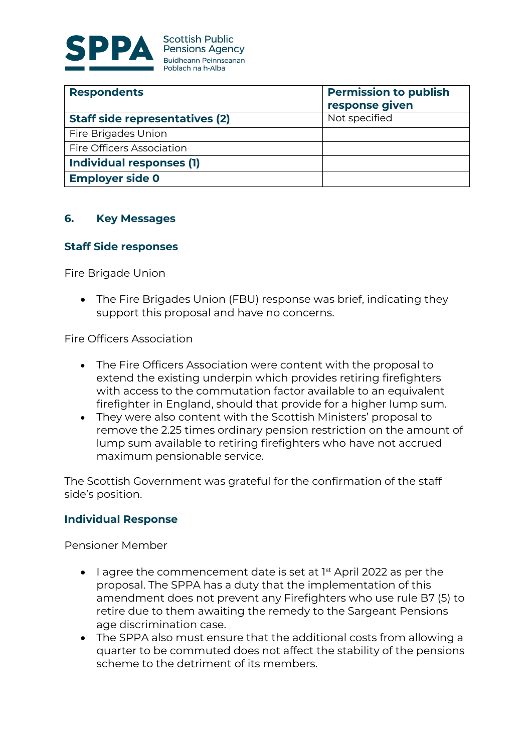| Respondents | Permission to publish response given |
|---|---|
| **Staff side representatives (2)** | Not specified |
| Fire Brigades Union | |
| Fire Officers Association | |
| **Individual responses (1)** | |
| **Employer side 0** | |

## 6. Key Messages

### Staff Side responses

Fire Brigade Union

- The Fire Brigades Union (FBU) response was brief, indicating they support this proposal and have no concerns.

Fire Officers Association

- The Fire Officers Association were content with the proposal to extend the existing underpin which provides retiring firefighters with access to the commutation factor available to an equivalent firefighter in England, should that provide for a higher lump sum.
- They were also content with the Scottish Ministers' proposal to remove the 2.25 times ordinary pension restriction on the amount of lump sum available to retiring firefighters who have not accrued maximum pensionable service.

The Scottish Government was grateful for the confirmation of the staff side's position.

### Individual Response

Pensioner Member

- I agree the commencement date is set at 1st April 2022 as per the proposal. The SPPA has a duty that the implementation of this amendment does not prevent any Firefighters who use rule B7 (5) to retire due to them awaiting the remedy to the Sargeant Pensions age discrimination case.
- The SPPA also must ensure that the additional costs from allowing a quarter to be commuted does not affect the stability of the pensions scheme to the detriment of its members.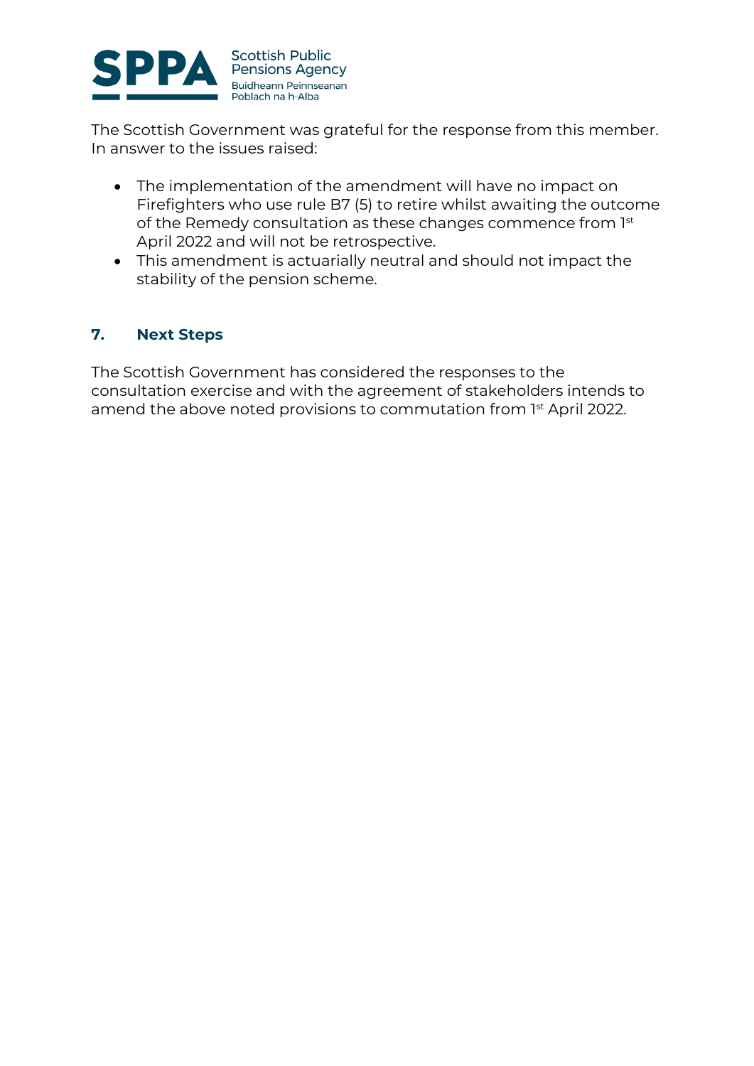The Scottish Government was grateful for the response from this member. In answer to the issues raised:

- The implementation of the amendment will have no impact on Firefighters who use rule B7 (5) to retire whilst awaiting the outcome of the Remedy consultation as these changes commence from 1st April 2022 and will not be retrospective.
- This amendment is actuarially neutral and should not impact the stability of the pension scheme.

## 7. Next Steps

The Scottish Government has considered the responses to the consultation exercise and with the agreement of stakeholders intends to amend the above noted provisions to commutation from 1st April 2022.